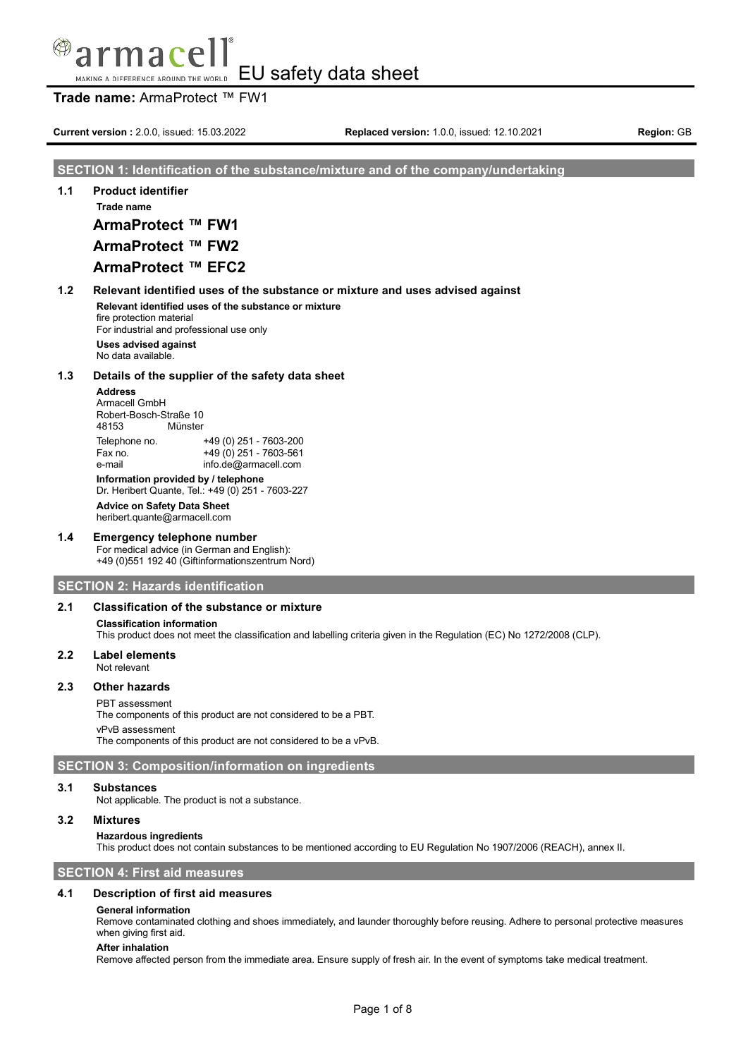# EU safety data sheet

**Trade name:** ArmaProtect ™ FW1

**Current version :** 2.0.0, issued: 15.03.2022 **Replaced version:** 1.0.0, issued: 12.10.2021 **Region:** GB

## SECTION 1: Identification of the substance/mixture and of the company/undertaking

### 1.1 Product identifier

**Trade name**

**ArmaProtect ™ FW1**

**ArmaProtect ™ FW2**

**ArmaProtect ™ EFC2**

### 1.2 Relevant identified uses of the substance or mixture and uses advised against

**Relevant identified uses of the substance or mixture**

fire protection material

For industrial and professional use only

**Uses advised against**

No data available.

### 1.3 Details of the supplier of the safety data sheet

**Address**

Armacell GmbH
Robert-Bosch-Straße 10
48153 Münster

| | |
|---|---|
| Telephone no. | +49 (0) 251 - 7603-200 |
| Fax no. | +49 (0) 251 - 7603-561 |
| e-mail | info.de@armacell.com |

**Information provided by / telephone**

Dr. Heribert Quante, Tel.: +49 (0) 251 - 7603-227

**Advice on Safety Data Sheet**

heribert.quante@armacell.com

### 1.4 Emergency telephone number

For medical advice (in German and English):
+49 (0)551 192 40 (Giftinformationszentrum Nord)

## SECTION 2: Hazards identification

### 2.1 Classification of the substance or mixture

**Classification information**

This product does not meet the classification and labelling criteria given in the Regulation (EC) No 1272/2008 (CLP).

### 2.2 Label elements

Not relevant

### 2.3 Other hazards

PBT assessment

The components of this product are not considered to be a PBT.

vPvB assessment

The components of this product are not considered to be a vPvB.

## SECTION 3: Composition/information on ingredients

### 3.1 Substances

Not applicable. The product is not a substance.

### 3.2 Mixtures

**Hazardous ingredients**

This product does not contain substances to be mentioned according to EU Regulation No 1907/2006 (REACH), annex II.

## SECTION 4: First aid measures

### 4.1 Description of first aid measures

**General information**

Remove contaminated clothing and shoes immediately, and launder thoroughly before reusing. Adhere to personal protective measures when giving first aid.

**After inhalation**

Remove affected person from the immediate area. Ensure supply of fresh air. In the event of symptoms take medical treatment.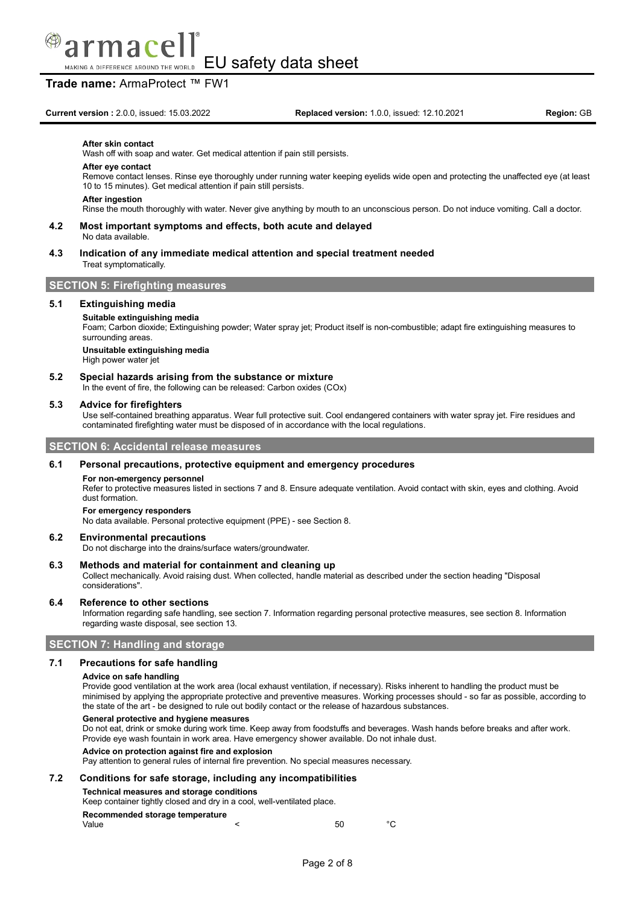**After skin contact**

Wash off with soap and water. Get medical attention if pain still persists.

**After eye contact**

Remove contact lenses. Rinse eye thoroughly under running water keeping eyelids wide open and protecting the unaffected eye (at least 10 to 15 minutes). Get medical attention if pain still persists.

**After ingestion**

Rinse the mouth thoroughly with water. Never give anything by mouth to an unconscious person. Do not induce vomiting. Call a doctor.

### 4.2 Most important symptoms and effects, both acute and delayed

No data available.

### 4.3 Indication of any immediate medical attention and special treatment needed

Treat symptomatically.

## SECTION 5: Firefighting measures

### 5.1 Extinguishing media

**Suitable extinguishing media**

Foam; Carbon dioxide; Extinguishing powder; Water spray jet; Product itself is non-combustible; adapt fire extinguishing measures to surrounding areas.

**Unsuitable extinguishing media**

High power water jet

### 5.2 Special hazards arising from the substance or mixture

In the event of fire, the following can be released: Carbon oxides (COx)

### 5.3 Advice for firefighters

Use self-contained breathing apparatus. Wear full protective suit. Cool endangered containers with water spray jet. Fire residues and contaminated firefighting water must be disposed of in accordance with the local regulations.

## SECTION 6: Accidental release measures

### 6.1 Personal precautions, protective equipment and emergency procedures

**For non-emergency personnel**

Refer to protective measures listed in sections 7 and 8. Ensure adequate ventilation. Avoid contact with skin, eyes and clothing. Avoid dust formation.

**For emergency responders**

No data available. Personal protective equipment (PPE) - see Section 8.

### 6.2 Environmental precautions

Do not discharge into the drains/surface waters/groundwater.

### 6.3 Methods and material for containment and cleaning up

Collect mechanically. Avoid raising dust. When collected, handle material as described under the section heading "Disposal considerations".

### 6.4 Reference to other sections

Information regarding safe handling, see section 7. Information regarding personal protective measures, see section 8. Information regarding waste disposal, see section 13.

## SECTION 7: Handling and storage

### 7.1 Precautions for safe handling

**Advice on safe handling**

Provide good ventilation at the work area (local exhaust ventilation, if necessary). Risks inherent to handling the product must be minimised by applying the appropriate protective and preventive measures. Working processes should - so far as possible, according to the state of the art - be designed to rule out bodily contact or the release of hazardous substances.

**General protective and hygiene measures**

Do not eat, drink or smoke during work time. Keep away from foodstuffs and beverages. Wash hands before breaks and after work. Provide eye wash fountain in work area. Have emergency shower available. Do not inhale dust.

**Advice on protection against fire and explosion**

Pay attention to general rules of internal fire prevention. No special measures necessary.

### 7.2 Conditions for safe storage, including any incompatibilities

**Technical measures and storage conditions**

Keep container tightly closed and dry in a cool, well-ventilated place.

**Recommended storage temperature**

| Value | < | 50 | °C |
|---|---|---|---|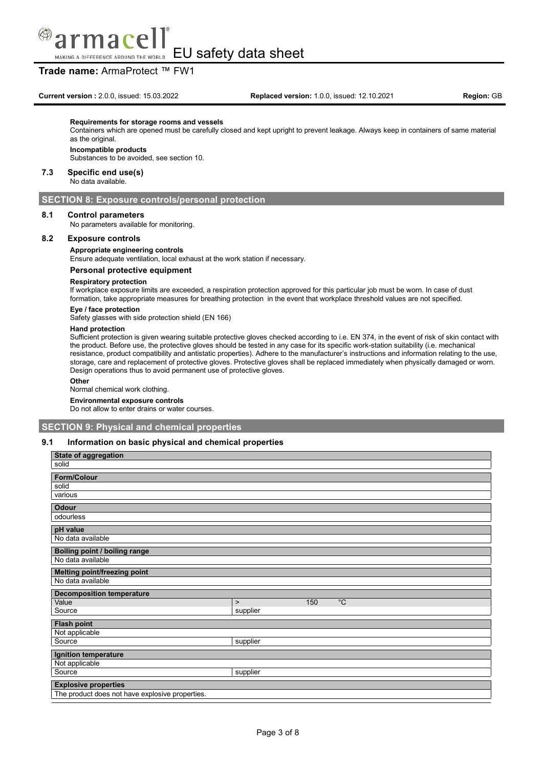**Requirements for storage rooms and vessels**

Containers which are opened must be carefully closed and kept upright to prevent leakage. Always keep in containers of same material as the original.

**Incompatible products**

Substances to be avoided, see section 10.

### 7.3 Specific end use(s)

No data available.

## SECTION 8: Exposure controls/personal protection

### 8.1 Control parameters

No parameters available for monitoring.

### 8.2 Exposure controls

**Appropriate engineering controls**

Ensure adequate ventilation, local exhaust at the work station if necessary.

#### Personal protective equipment

**Respiratory protection**

If workplace exposure limits are exceeded, a respiration protection approved for this particular job must be worn. In case of dust formation, take appropriate measures for breathing protection in the event that workplace threshold values are not specified.

**Eye / face protection**

Safety glasses with side protection shield (EN 166)

**Hand protection**

Sufficient protection is given wearing suitable protective gloves checked according to i.e. EN 374, in the event of risk of skin contact with the product. Before use, the protective gloves should be tested in any case for its specific work-station suitability (i.e. mechanical resistance, product compatibility and antistatic properties). Adhere to the manufacturer's instructions and information relating to the use, storage, care and replacement of protective gloves. Protective gloves shall be replaced immediately when physically damaged or worn. Design operations thus to avoid permanent use of protective gloves.

**Other**

Normal chemical work clothing.

**Environmental exposure controls**

Do not allow to enter drains or water courses.

## SECTION 9: Physical and chemical properties

### 9.1 Information on basic physical and chemical properties

| **State of aggregation** | | | |
|---|---|---|---|
| solid | | | |

| **Form/Colour** | | | |
|---|---|---|---|
| solid | | | |
| various | | | |

| **Odour** | | | |
|---|---|---|---|
| odourless | | | |

| **pH value** | | | |
|---|---|---|---|
| No data available | | | |

| **Boiling point / boiling range** | | | |
|---|---|---|---|
| No data available | | | |

| **Melting point/freezing point** | | | |
|---|---|---|---|
| No data available | | | |

| **Decomposition temperature** | | | |
|---|---|---|---|
| Value | > | 150 | °C |
| Source | supplier | | |

| **Flash point** | | | |
|---|---|---|---|
| Not applicable | | | |
| Source | supplier | | |

| **Ignition temperature** | | | |
|---|---|---|---|
| Not applicable | | | |
| Source | supplier | | |

| **Explosive properties** | | | |
|---|---|---|---|
| The product does not have explosive properties. | | | |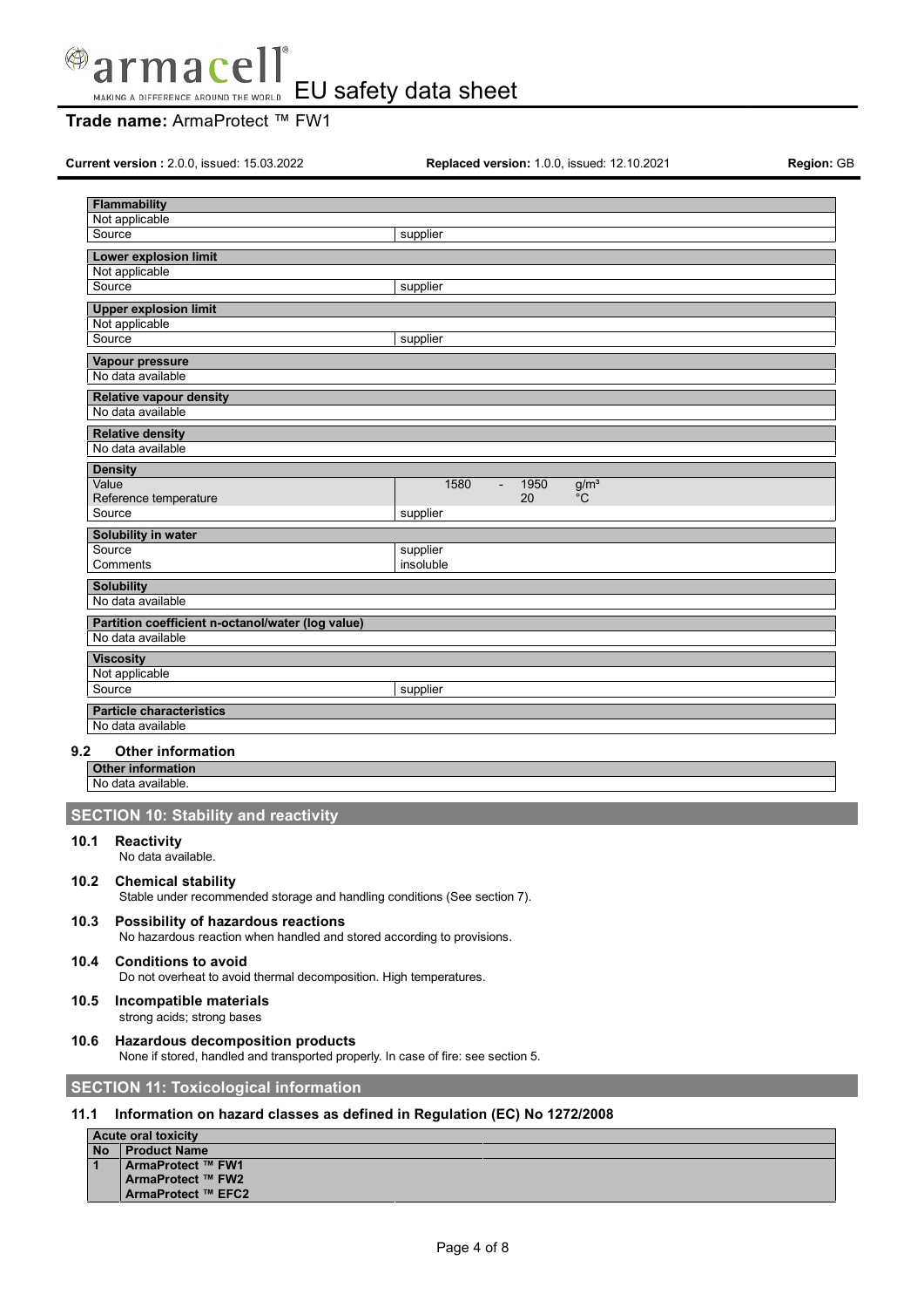| **Flammability** | |
|---|---|
| Not applicable | |
| Source | supplier |

| **Lower explosion limit** | |
|---|---|
| Not applicable | |
| Source | supplier |

| **Upper explosion limit** | |
|---|---|
| Not applicable | |
| Source | supplier |

| **Vapour pressure** |
|---|
| No data available |

| **Relative vapour density** |
|---|
| No data available |

| **Relative density** |
|---|
| No data available |

| **Density** | |
|---|---|
| Value | 1580 - 1950 g/m³ |
| Reference temperature | 20 °C |
| Source | supplier |

| **Solubility in water** | |
|---|---|
| Source | supplier |
| Comments | insoluble |

| **Solubility** |
|---|
| No data available |

| **Partition coefficient n-octanol/water (log value)** |
|---|
| No data available |

| **Viscosity** | |
|---|---|
| Not applicable | |
| Source | supplier |

| **Particle characteristics** |
|---|
| No data available |

### 9.2 Other information

| **Other information** |
|---|
| No data available. |

## SECTION 10: Stability and reactivity

### 10.1 Reactivity

No data available.

### 10.2 Chemical stability

Stable under recommended storage and handling conditions (See section 7).

### 10.3 Possibility of hazardous reactions

No hazardous reaction when handled and stored according to provisions.

### 10.4 Conditions to avoid

Do not overheat to avoid thermal decomposition. High temperatures.

### 10.5 Incompatible materials

strong acids; strong bases

### 10.6 Hazardous decomposition products

None if stored, handled and transported properly. In case of fire: see section 5.

## SECTION 11: Toxicological information

### 11.1 Information on hazard classes as defined in Regulation (EC) No 1272/2008

| **Acute oral toxicity** | | |
|---|---|---|
| **No** | **Product Name** | |
| **1** | **ArmaProtect ™ FW1**<br>**ArmaProtect ™ FW2**<br>**ArmaProtect ™ EFC2** | |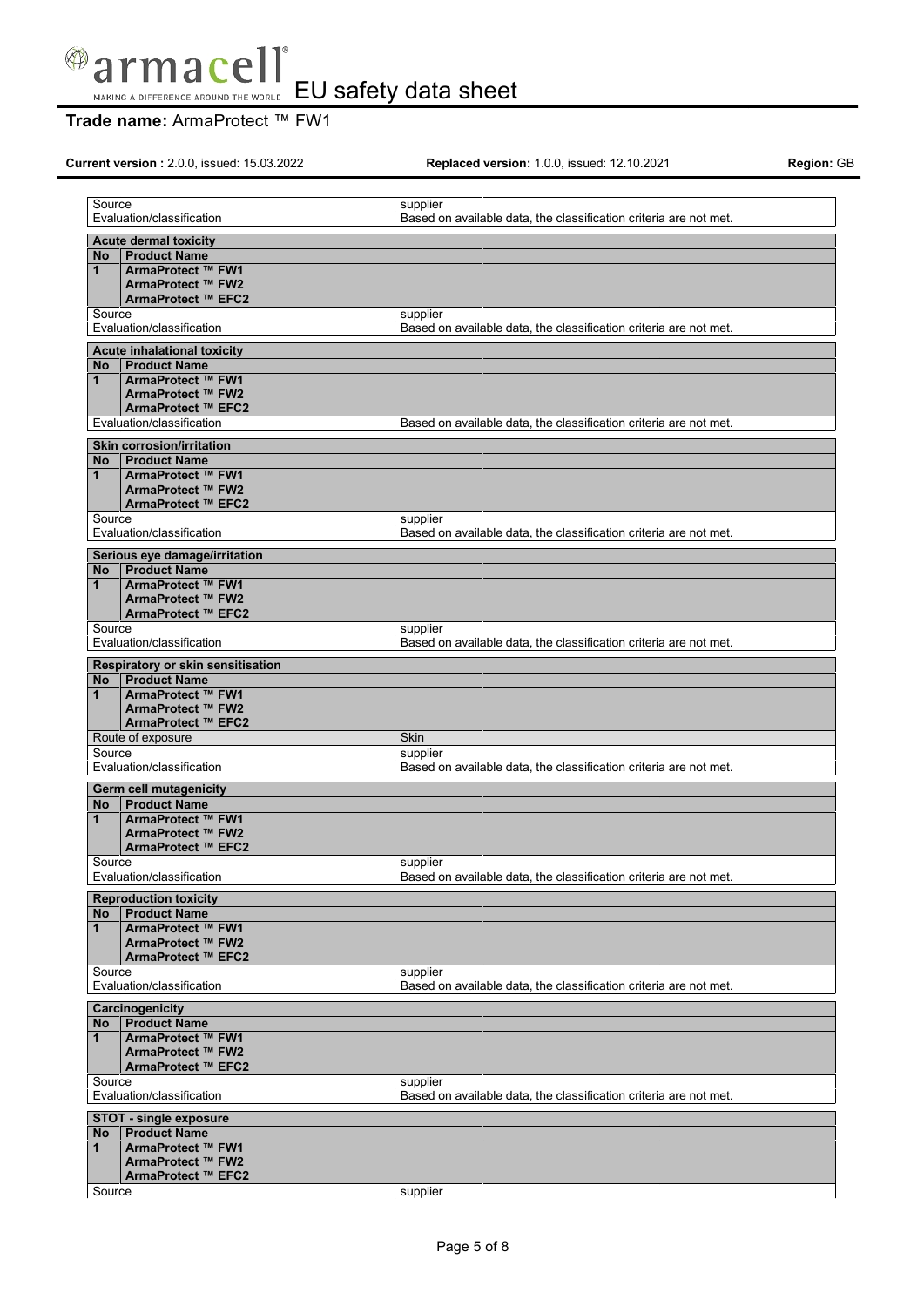| | |
|---|---|
| Source | supplier |
| Evaluation/classification | Based on available data, the classification criteria are not met. |

**Acute dermal toxicity**

| No | Product Name |
|---|---|
| 1 | ArmaProtect ™ FW1<br>ArmaProtect ™ FW2<br>ArmaProtect ™ EFC2 |

| | |
|---|---|
| Source | supplier |
| Evaluation/classification | Based on available data, the classification criteria are not met. |

**Acute inhalational toxicity**

| No | Product Name |
|---|---|
| 1 | ArmaProtect ™ FW1<br>ArmaProtect ™ FW2<br>ArmaProtect ™ EFC2 |

| | |
|---|---|
| Evaluation/classification | Based on available data, the classification criteria are not met. |

**Skin corrosion/irritation**

| No | Product Name |
|---|---|
| 1 | ArmaProtect ™ FW1<br>ArmaProtect ™ FW2<br>ArmaProtect ™ EFC2 |

| | |
|---|---|
| Source | supplier |
| Evaluation/classification | Based on available data, the classification criteria are not met. |

**Serious eye damage/irritation**

| No | Product Name |
|---|---|
| 1 | ArmaProtect ™ FW1<br>ArmaProtect ™ FW2<br>ArmaProtect ™ EFC2 |

| | |
|---|---|
| Source | supplier |
| Evaluation/classification | Based on available data, the classification criteria are not met. |

**Respiratory or skin sensitisation**

| No | Product Name |
|---|---|
| 1 | ArmaProtect ™ FW1<br>ArmaProtect ™ FW2<br>ArmaProtect ™ EFC2 |

| | |
|---|---|
| Route of exposure | Skin |
| Source | supplier |
| Evaluation/classification | Based on available data, the classification criteria are not met. |

**Germ cell mutagenicity**

| No | Product Name |
|---|---|
| 1 | ArmaProtect ™ FW1<br>ArmaProtect ™ FW2<br>ArmaProtect ™ EFC2 |

| | |
|---|---|
| Source | supplier |
| Evaluation/classification | Based on available data, the classification criteria are not met. |

**Reproduction toxicity**

| No | Product Name |
|---|---|
| 1 | ArmaProtect ™ FW1<br>ArmaProtect ™ FW2<br>ArmaProtect ™ EFC2 |

| | |
|---|---|
| Source | supplier |
| Evaluation/classification | Based on available data, the classification criteria are not met. |

**Carcinogenicity**

| No | Product Name |
|---|---|
| 1 | ArmaProtect ™ FW1<br>ArmaProtect ™ FW2<br>ArmaProtect ™ EFC2 |

| | |
|---|---|
| Source | supplier |
| Evaluation/classification | Based on available data, the classification criteria are not met. |

**STOT - single exposure**

| No | Product Name |
|---|---|
| 1 | ArmaProtect ™ FW1<br>ArmaProtect ™ FW2<br>ArmaProtect ™ EFC2 |

| | |
|---|---|
| Source | supplier |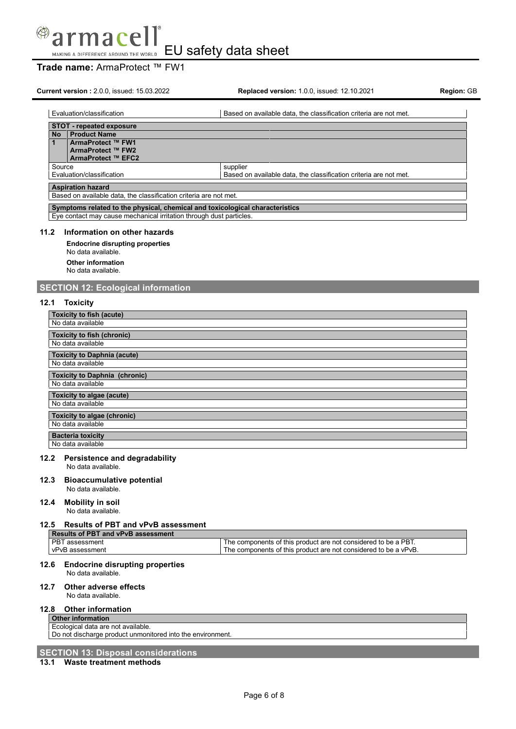| Evaluation/classification | Based on available data, the classification criteria are not met. |
|---|---|

| STOT - repeated exposure | |
|---|---|
| **No** | **Product Name** |
| **1** | **ArmaProtect ™ FW1**<br>**ArmaProtect ™ FW2**<br>**ArmaProtect ™ EFC2** |
| Source | supplier |
| Evaluation/classification | Based on available data, the classification criteria are not met. |

| Aspiration hazard |
|---|
| Based on available data, the classification criteria are not met. |

| Symptoms related to the physical, chemical and toxicological characteristics |
|---|
| Eye contact may cause mechanical irritation through dust particles. |

### 11.2 Information on other hazards

**Endocrine disrupting properties**

No data available.

**Other information**

No data available.

## SECTION 12: Ecological information

### 12.1 Toxicity

| Toxicity to fish (acute) |
|---|
| No data available |

| Toxicity to fish (chronic) |
|---|
| No data available |

| Toxicity to Daphnia (acute) |
|---|
| No data available |

| Toxicity to Daphnia (chronic) |
|---|
| No data available |

| Toxicity to algae (acute) |
|---|
| No data available |

| Toxicity to algae (chronic) |
|---|
| No data available |

| Bacteria toxicity |
|---|
| No data available |

### 12.2 Persistence and degradability

No data available.

### 12.3 Bioaccumulative potential

No data available.

### 12.4 Mobility in soil

No data available.

### 12.5 Results of PBT and vPvB assessment

| Results of PBT and vPvB assessment | |
|---|---|
| PBT assessment | The components of this product are not considered to be a PBT. |
| vPvB assessment | The components of this product are not considered to be a vPvB. |

### 12.6 Endocrine disrupting properties

No data available.

### 12.7 Other adverse effects

No data available.

### 12.8 Other information

| Other information |
|---|
| Ecological data are not available.<br>Do not discharge product unmonitored into the environment. |

## SECTION 13: Disposal considerations

### 13.1 Waste treatment methods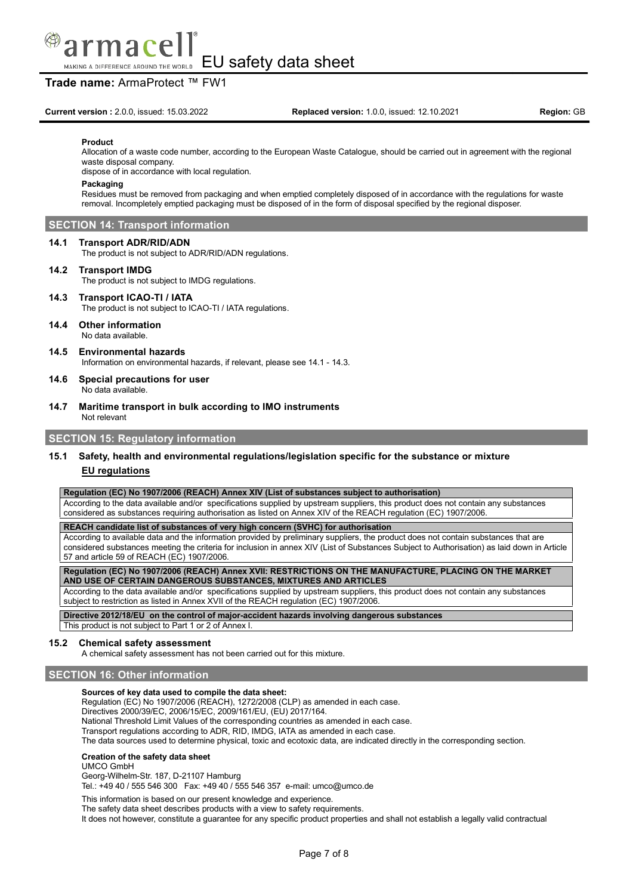#### Product

Allocation of a waste code number, according to the European Waste Catalogue, should be carried out in agreement with the regional waste disposal company.
dispose of in accordance with local regulation.

#### Packaging

Residues must be removed from packaging and when emptied completely disposed of in accordance with the regulations for waste removal. Incompletely emptied packaging must be disposed of in the form of disposal specified by the regional disposer.

## SECTION 14: Transport information

### 14.1 Transport ADR/RID/ADN

The product is not subject to ADR/RID/ADN regulations.

### 14.2 Transport IMDG

The product is not subject to IMDG regulations.

### 14.3 Transport ICAO-TI / IATA

The product is not subject to ICAO-TI / IATA regulations.

### 14.4 Other information

No data available.

### 14.5 Environmental hazards

Information on environmental hazards, if relevant, please see 14.1 - 14.3.

### 14.6 Special precautions for user

No data available.

### 14.7 Maritime transport in bulk according to IMO instruments

Not relevant

## SECTION 15: Regulatory information

### 15.1 Safety, health and environmental regulations/legislation specific for the substance or mixture

**EU regulations**

| Regulation (EC) No 1907/2006 (REACH) Annex XIV (List of substances subject to authorisation) |
|---|
| According to the data available and/or specifications supplied by upstream suppliers, this product does not contain any substances considered as substances requiring authorisation as listed on Annex XIV of the REACH regulation (EC) 1907/2006. |

| REACH candidate list of substances of very high concern (SVHC) for authorisation |
|---|
| According to available data and the information provided by preliminary suppliers, the product does not contain substances that are considered substances meeting the criteria for inclusion in annex XIV (List of Substances Subject to Authorisation) as laid down in Article 57 and article 59 of REACH (EC) 1907/2006. |

| Regulation (EC) No 1907/2006 (REACH) Annex XVII: RESTRICTIONS ON THE MANUFACTURE, PLACING ON THE MARKET AND USE OF CERTAIN DANGEROUS SUBSTANCES, MIXTURES AND ARTICLES |
|---|
| According to the data available and/or specifications supplied by upstream suppliers, this product does not contain any substances subject to restriction as listed in Annex XVII of the REACH regulation (EC) 1907/2006. |

| Directive 2012/18/EU on the control of major-accident hazards involving dangerous substances |
|---|
| This product is not subject to Part 1 or 2 of Annex I. |

### 15.2 Chemical safety assessment

A chemical safety assessment has not been carried out for this mixture.

## SECTION 16: Other information

**Sources of key data used to compile the data sheet:**

Regulation (EC) No 1907/2006 (REACH), 1272/2008 (CLP) as amended in each case.
Directives 2000/39/EC, 2006/15/EC, 2009/161/EU, (EU) 2017/164.
National Threshold Limit Values of the corresponding countries as amended in each case.
Transport regulations according to ADR, RID, IMDG, IATA as amended in each case.
The data sources used to determine physical, toxic and ecotoxic data, are indicated directly in the corresponding section.

**Creation of the safety data sheet**

UMCO GmbH
Georg-Wilhelm-Str. 187, D-21107 Hamburg
Tel.: +49 40 / 555 546 300 Fax: +49 40 / 555 546 357 e-mail: umco@umco.de

This information is based on our present knowledge and experience.
The safety data sheet describes products with a view to safety requirements.
It does not however, constitute a guarantee for any specific product properties and shall not establish a legally valid contractual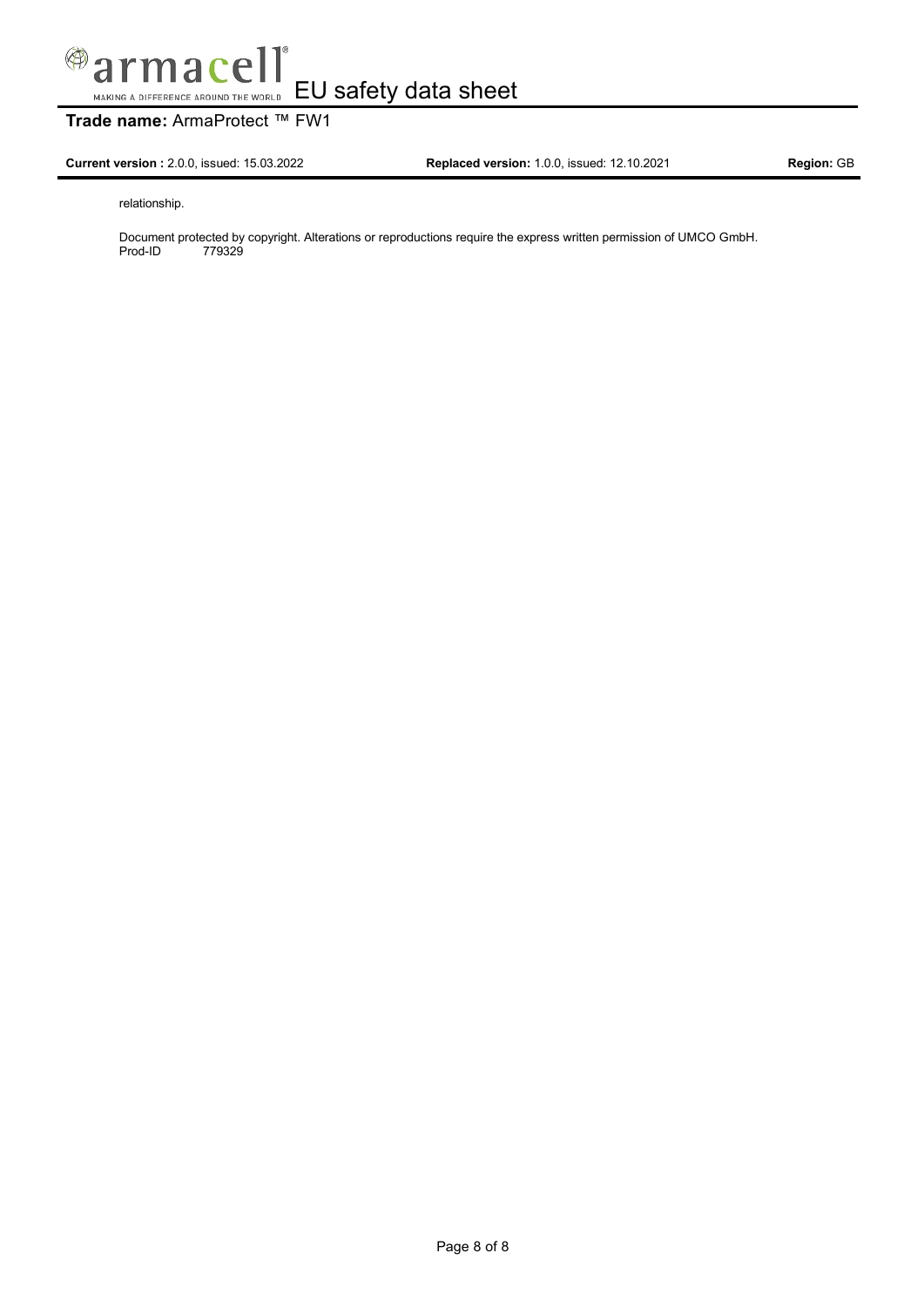relationship.

Document protected by copyright. Alterations or reproductions require the express written permission of UMCO GmbH.
Prod-ID 779329